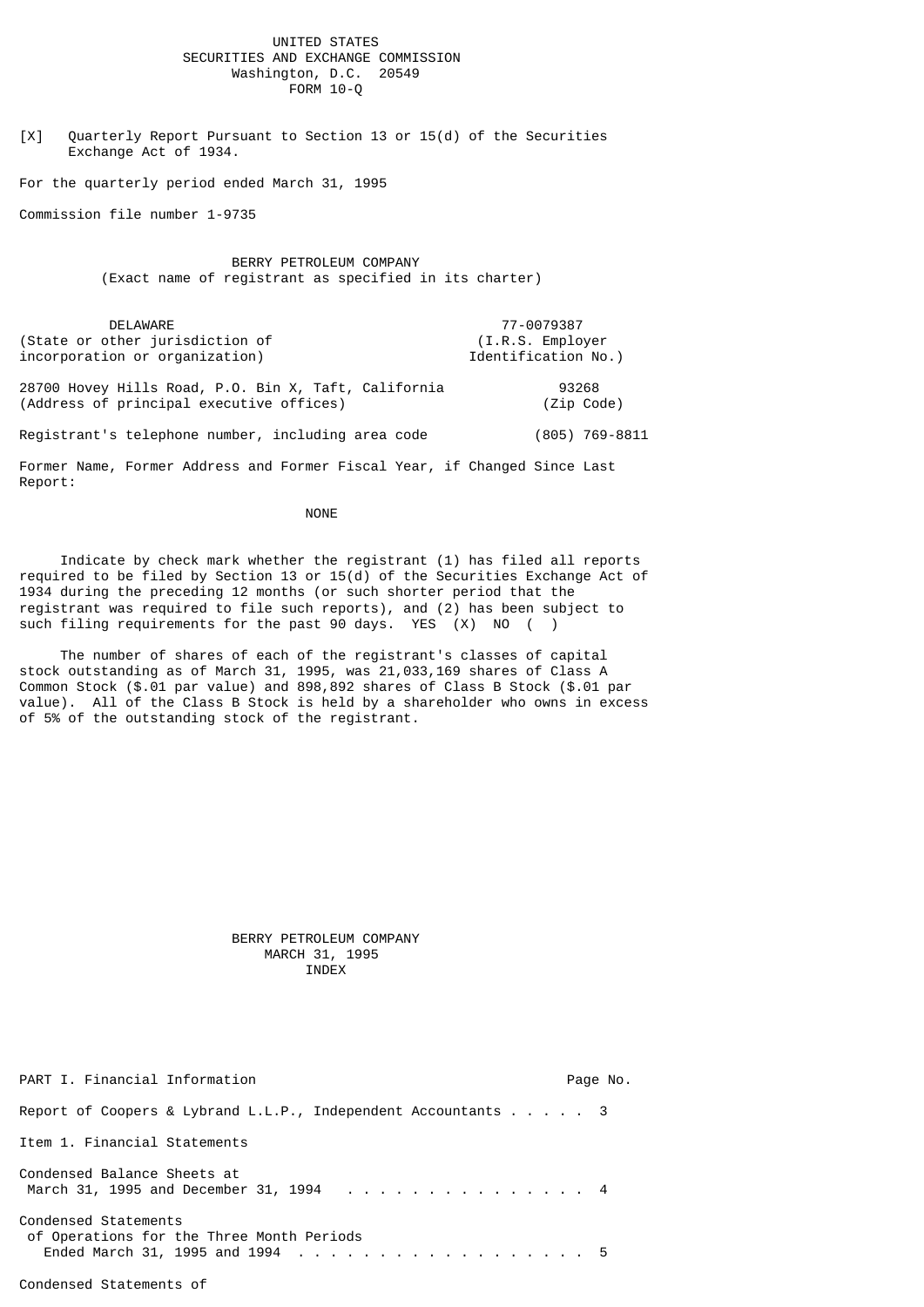UNITED STATES
SECURITIES AND EXCHANGE COMMISSION
Washington, D.C. 20549
FORM 10-Q

[X] Quarterly Report Pursuant to Section 13 or 15(d) of the Securities Exchange Act of 1934.

For the quarterly period ended March 31, 1995

Commission file number 1-9735

# BERRY PETROLEUM COMPANY

(Exact name of registrant as specified in its charter)

| DELAWARE | 77-0079387 |
|---|---|
| (State or other jurisdiction of incorporation or organization) | (I.R.S. Employer Identification No.) |
| 28700 Hovey Hills Road, P.O. Bin X, Taft, California | 93268 |
| (Address of principal executive offices) | (Zip Code) |

Registrant's telephone number, including area code (805) 769-8811

Former Name, Former Address and Former Fiscal Year, if Changed Since Last Report:

NONE

Indicate by check mark whether the registrant (1) has filed all reports required to be filed by Section 13 or 15(d) of the Securities Exchange Act of 1934 during the preceding 12 months (or such shorter period that the registrant was required to file such reports), and (2) has been subject to such filing requirements for the past 90 days. YES (X) NO ( )

The number of shares of each of the registrant's classes of capital stock outstanding as of March 31, 1995, was 21,033,169 shares of Class A Common Stock ($.01 par value) and 898,892 shares of Class B Stock ($.01 par value). All of the Class B Stock is held by a shareholder who owns in excess of 5% of the outstanding stock of the registrant.

BERRY PETROLEUM COMPANY
MARCH 31, 1995
INDEX

| PART I. Financial Information | Page No. |
|---|---|
| Report of Coopers & Lybrand L.L.P., Independent Accountants | 3 |
| Item 1. Financial Statements | |
| Condensed Balance Sheets at March 31, 1995 and December 31, 1994 | 4 |
| Condensed Statements of Operations for the Three Month Periods Ended March 31, 1995 and 1994 | 5 |
| Condensed Statements of | |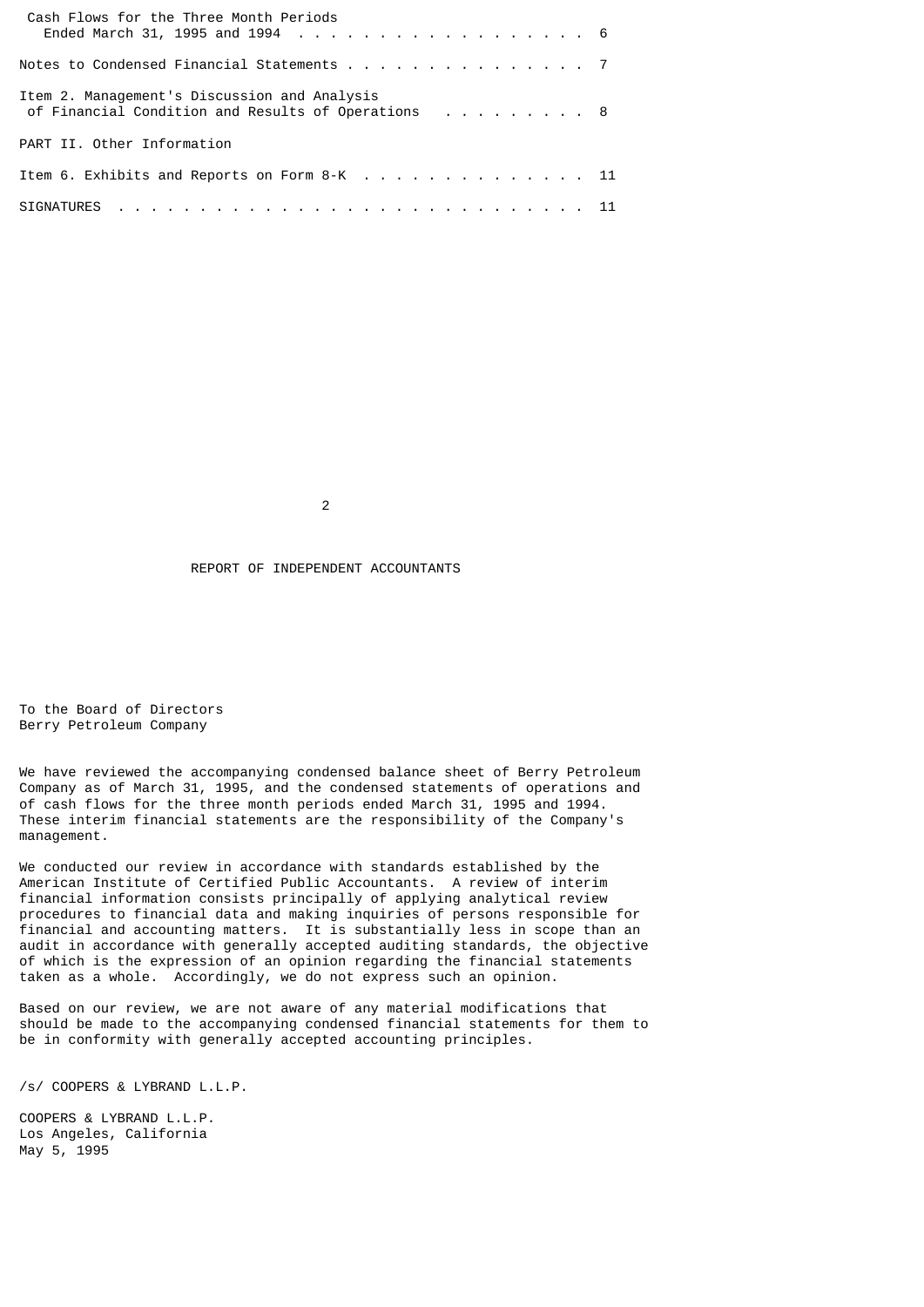| | |
|---|---|
| Cash Flows for the Three Month Periods Ended March 31, 1995 and 1994 | 6 |
| Notes to Condensed Financial Statements | 7 |
| Item 2. Management's Discussion and Analysis of Financial Condition and Results of Operations | 8 |
| PART II. Other Information | |
| Item 6. Exhibits and Reports on Form 8-K | 11 |
| SIGNATURES | 11 |

## REPORT OF INDEPENDENT ACCOUNTANTS

To the Board of Directors
Berry Petroleum Company

We have reviewed the accompanying condensed balance sheet of Berry Petroleum Company as of March 31, 1995, and the condensed statements of operations and of cash flows for the three month periods ended March 31, 1995 and 1994. These interim financial statements are the responsibility of the Company's management.

We conducted our review in accordance with standards established by the American Institute of Certified Public Accountants. A review of interim financial information consists principally of applying analytical review procedures to financial data and making inquiries of persons responsible for financial and accounting matters. It is substantially less in scope than an audit in accordance with generally accepted auditing standards, the objective of which is the expression of an opinion regarding the financial statements taken as a whole. Accordingly, we do not express such an opinion.

Based on our review, we are not aware of any material modifications that should be made to the accompanying condensed financial statements for them to be in conformity with generally accepted accounting principles.

/s/ COOPERS & LYBRAND L.L.P.

COOPERS & LYBRAND L.L.P.
Los Angeles, California
May 5, 1995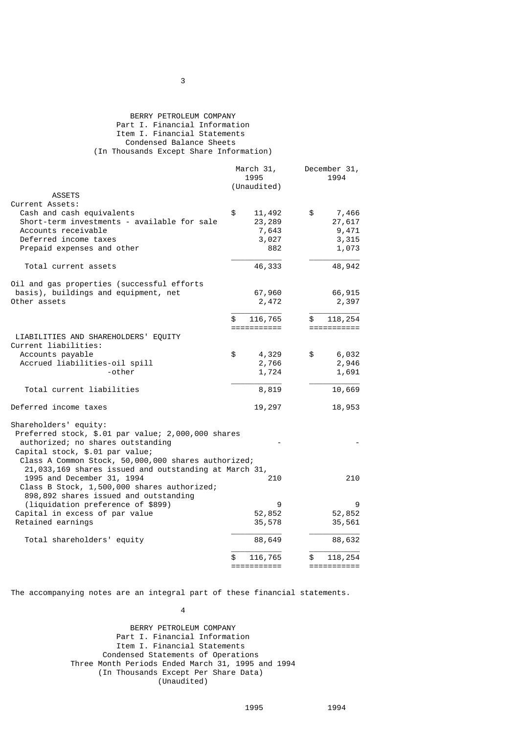BERRY PETROLEUM COMPANY
Part I. Financial Information
Item I. Financial Statements
Condensed Balance Sheets
(In Thousands Except Share Information)

| | March 31, 1995 (Unaudited) | December 31, 1994 |
|---|---|---|
| **ASSETS** | | |
| Current Assets: | | |
| Cash and cash equivalents | $ 11,492 | $ 7,466 |
| Short-term investments - available for sale | 23,289 | 27,617 |
| Accounts receivable | 7,643 | 9,471 |
| Deferred income taxes | 3,027 | 3,315 |
| Prepaid expenses and other | 882 | 1,073 |
| Total current assets | 46,333 | 48,942 |
| Oil and gas properties (successful efforts basis), buildings and equipment, net | 67,960 | 66,915 |
| Other assets | 2,472 | 2,397 |
| | $ 116,765 | $ 118,254 |
| **LIABILITIES AND SHAREHOLDERS' EQUITY** | | |
| Current liabilities: | | |
| Accounts payable | $ 4,329 | $ 6,032 |
| Accrued liabilities-oil spill | 2,766 | 2,946 |
| -other | 1,724 | 1,691 |
| Total current liabilities | 8,819 | 10,669 |
| Deferred income taxes | 19,297 | 18,953 |
| Shareholders' equity: | | |
| Preferred stock, $.01 par value; 2,000,000 shares authorized; no shares outstanding | - | - |
| Capital stock, $.01 par value; | | |
| Class A Common Stock, 50,000,000 shares authorized; 21,033,169 shares issued and outstanding at March 31, 1995 and December 31, 1994 | 210 | 210 |
| Class B Stock, 1,500,000 shares authorized; 898,892 shares issued and outstanding (liquidation preference of $899) | 9 | 9 |
| Capital in excess of par value | 52,852 | 52,852 |
| Retained earnings | 35,578 | 35,561 |
| Total shareholders' equity | 88,649 | 88,632 |
| | $ 116,765 | $ 118,254 |

The accompanying notes are an integral part of these financial statements.

BERRY PETROLEUM COMPANY
Part I. Financial Information
Item I. Financial Statements
Condensed Statements of Operations
Three Month Periods Ended March 31, 1995 and 1994
(In Thousands Except Per Share Data)
(Unaudited)

| | 1995 | 1994 |
|---|---|---|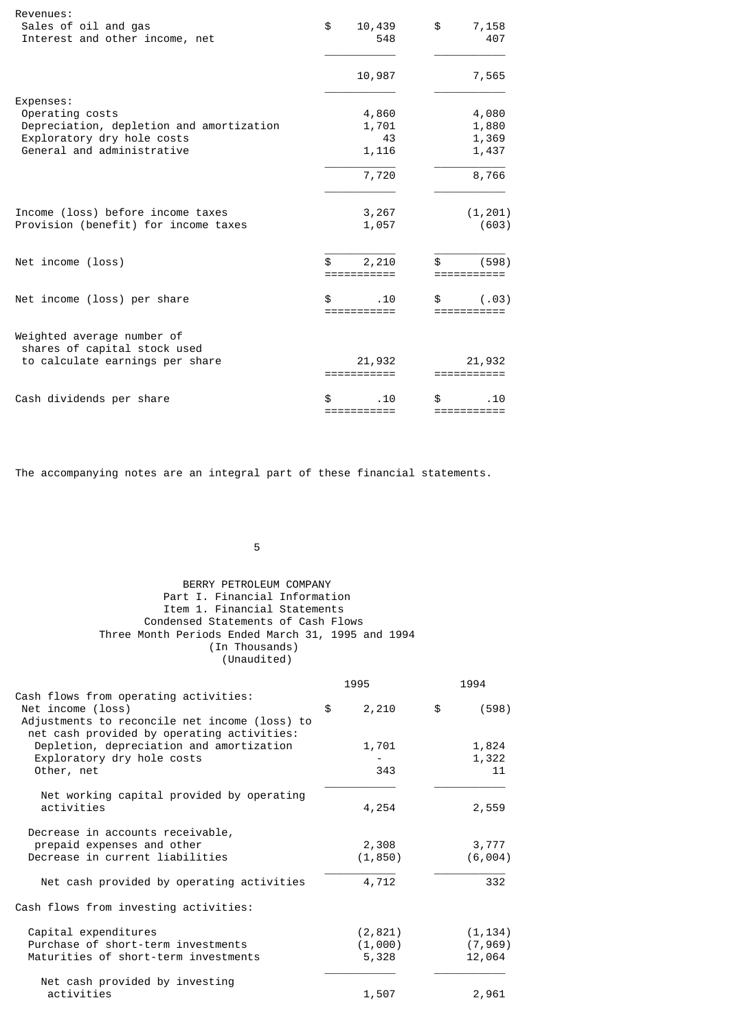| | | |
|---|---|---|
| Revenues: | | |
| Sales of oil and gas | $ 10,439 | $ 7,158 |
| Interest and other income, net | 548 | 407 |
| | 10,987 | 7,565 |
| Expenses: | | |
| Operating costs | 4,860 | 4,080 |
| Depreciation, depletion and amortization | 1,701 | 1,880 |
| Exploratory dry hole costs | 43 | 1,369 |
| General and administrative | 1,116 | 1,437 |
| | 7,720 | 8,766 |
| Income (loss) before income taxes | 3,267 | (1,201) |
| Provision (benefit) for income taxes | 1,057 | (603) |
| Net income (loss) | $ 2,210 | $ (598) |
| Net income (loss) per share | $ .10 | $ (.03) |
| Weighted average number of shares of capital stock used to calculate earnings per share | 21,932 | 21,932 |
| Cash dividends per share | $ .10 | $ .10 |

The accompanying notes are an integral part of these financial statements.

BERRY PETROLEUM COMPANY
Part I. Financial Information
Item 1. Financial Statements
Condensed Statements of Cash Flows
Three Month Periods Ended March 31, 1995 and 1994
(In Thousands)
(Unaudited)

| | 1995 | 1994 |
|---|---|---|
| Cash flows from operating activities: | | |
| Net income (loss) | $ 2,210 | $ (598) |
| Adjustments to reconcile net income (loss) to net cash provided by operating activities: | | |
| Depletion, depreciation and amortization | 1,701 | 1,824 |
| Exploratory dry hole costs | - | 1,322 |
| Other, net | 343 | 11 |
| Net working capital provided by operating activities | 4,254 | 2,559 |
| Decrease in accounts receivable, prepaid expenses and other | 2,308 | 3,777 |
| Decrease in current liabilities | (1,850) | (6,004) |
| Net cash provided by operating activities | 4,712 | 332 |
| Cash flows from investing activities: | | |
| Capital expenditures | (2,821) | (1,134) |
| Purchase of short-term investments | (1,000) | (7,969) |
| Maturities of short-term investments | 5,328 | 12,064 |
| Net cash provided by investing activities | 1,507 | 2,961 |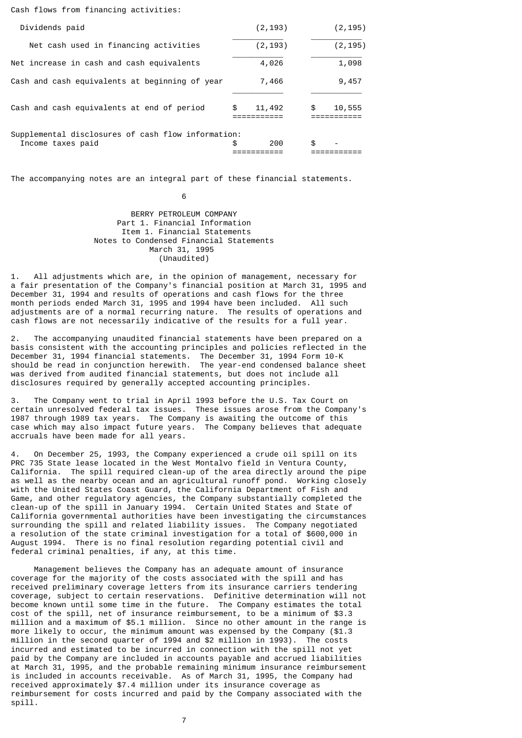| Cash flows from financing activities: | | |
|---|---|---|
| Dividends paid | (2,193) | (2,195) |
| Net cash used in financing activities | (2,193) | (2,195) |
| Net increase in cash and cash equivalents | 4,026 | 1,098 |
| Cash and cash equivalents at beginning of year | 7,466 | 9,457 |
| Cash and cash equivalents at end of period | $ 11,492 | $ 10,555 |
| Supplemental disclosures of cash flow information: | | |
| Income taxes paid | $ 200 | $ - |

The accompanying notes are an integral part of these financial statements.

BERRY PETROLEUM COMPANY
Part 1. Financial Information
Item 1. Financial Statements
Notes to Condensed Financial Statements
March 31, 1995
(Unaudited)

1. All adjustments which are, in the opinion of management, necessary for a fair presentation of the Company's financial position at March 31, 1995 and December 31, 1994 and results of operations and cash flows for the three month periods ended March 31, 1995 and 1994 have been included. All such adjustments are of a normal recurring nature. The results of operations and cash flows are not necessarily indicative of the results for a full year.

2. The accompanying unaudited financial statements have been prepared on a basis consistent with the accounting principles and policies reflected in the December 31, 1994 financial statements. The December 31, 1994 Form 10-K should be read in conjunction herewith. The year-end condensed balance sheet was derived from audited financial statements, but does not include all disclosures required by generally accepted accounting principles.

3. The Company went to trial in April 1993 before the U.S. Tax Court on certain unresolved federal tax issues. These issues arose from the Company's 1987 through 1989 tax years. The Company is awaiting the outcome of this case which may also impact future years. The Company believes that adequate accruals have been made for all years.

4. On December 25, 1993, the Company experienced a crude oil spill on its PRC 735 State lease located in the West Montalvo field in Ventura County, California. The spill required clean-up of the area directly around the pipe as well as the nearby ocean and an agricultural runoff pond. Working closely with the United States Coast Guard, the California Department of Fish and Game, and other regulatory agencies, the Company substantially completed the clean-up of the spill in January 1994. Certain United States and State of California governmental authorities have been investigating the circumstances surrounding the spill and related liability issues. The Company negotiated a resolution of the state criminal investigation for a total of $600,000 in August 1994. There is no final resolution regarding potential civil and federal criminal penalties, if any, at this time.

Management believes the Company has an adequate amount of insurance coverage for the majority of the costs associated with the spill and has received preliminary coverage letters from its insurance carriers tendering coverage, subject to certain reservations. Definitive determination will not become known until some time in the future. The Company estimates the total cost of the spill, net of insurance reimbursement, to be a minimum of $3.3 million and a maximum of $5.1 million. Since no other amount in the range is more likely to occur, the minimum amount was expensed by the Company ($1.3 million in the second quarter of 1994 and $2 million in 1993). The costs incurred and estimated to be incurred in connection with the spill not yet paid by the Company are included in accounts payable and accrued liabilities at March 31, 1995, and the probable remaining minimum insurance reimbursement is included in accounts receivable. As of March 31, 1995, the Company had received approximately $7.4 million under its insurance coverage as reimbursement for costs incurred and paid by the Company associated with the spill.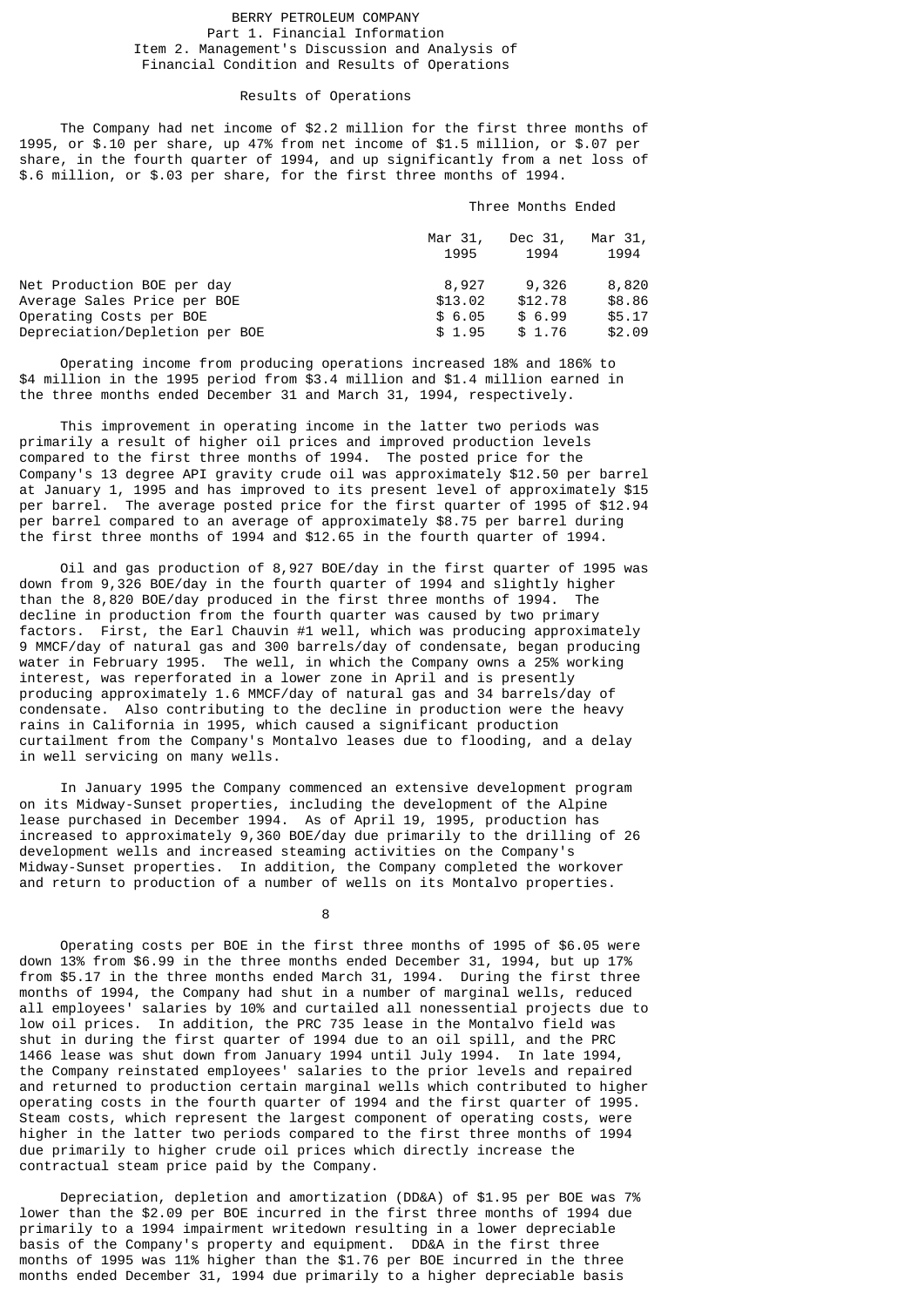BERRY PETROLEUM COMPANY
Part 1. Financial Information
Item 2. Management's Discussion and Analysis of Financial Condition and Results of Operations

## Results of Operations

The Company had net income of $2.2 million for the first three months of 1995, or $.10 per share, up 47% from net income of $1.5 million, or $.07 per share, in the fourth quarter of 1994, and up significantly from a net loss of $.6 million, or $.03 per share, for the first three months of 1994.

| | Three Months Ended | | |
|---|---|---|---|
| | Mar 31, 1995 | Dec 31, 1994 | Mar 31, 1994 |
| Net Production BOE per day | 8,927 | 9,326 | 8,820 |
| Average Sales Price per BOE | $13.02 | $12.78 | $8.86 |
| Operating Costs per BOE | $ 6.05 | $ 6.99 | $5.17 |
| Depreciation/Depletion per BOE | $ 1.95 | $ 1.76 | $2.09 |

Operating income from producing operations increased 18% and 186% to $4 million in the 1995 period from $3.4 million and $1.4 million earned in the three months ended December 31 and March 31, 1994, respectively.

This improvement in operating income in the latter two periods was primarily a result of higher oil prices and improved production levels compared to the first three months of 1994. The posted price for the Company's 13 degree API gravity crude oil was approximately $12.50 per barrel at January 1, 1995 and has improved to its present level of approximately $15 per barrel. The average posted price for the first quarter of 1995 of $12.94 per barrel compared to an average of approximately $8.75 per barrel during the first three months of 1994 and $12.65 in the fourth quarter of 1994.

Oil and gas production of 8,927 BOE/day in the first quarter of 1995 was down from 9,326 BOE/day in the fourth quarter of 1994 and slightly higher than the 8,820 BOE/day produced in the first three months of 1994. The decline in production from the fourth quarter was caused by two primary factors. First, the Earl Chauvin #1 well, which was producing approximately 9 MMCF/day of natural gas and 300 barrels/day of condensate, began producing water in February 1995. The well, in which the Company owns a 25% working interest, was reperforated in a lower zone in April and is presently producing approximately 1.6 MMCF/day of natural gas and 34 barrels/day of condensate. Also contributing to the decline in production were the heavy rains in California in 1995, which caused a significant production curtailment from the Company's Montalvo leases due to flooding, and a delay in well servicing on many wells.

In January 1995 the Company commenced an extensive development program on its Midway-Sunset properties, including the development of the Alpine lease purchased in December 1994. As of April 19, 1995, production has increased to approximately 9,360 BOE/day due primarily to the drilling of 26 development wells and increased steaming activities on the Company's Midway-Sunset properties. In addition, the Company completed the workover and return to production of a number of wells on its Montalvo properties.

Operating costs per BOE in the first three months of 1995 of $6.05 were down 13% from $6.99 in the three months ended December 31, 1994, but up 17% from $5.17 in the three months ended March 31, 1994. During the first three months of 1994, the Company had shut in a number of marginal wells, reduced all employees' salaries by 10% and curtailed all nonessential projects due to low oil prices. In addition, the PRC 735 lease in the Montalvo field was shut in during the first quarter of 1994 due to an oil spill, and the PRC 1466 lease was shut down from January 1994 until July 1994. In late 1994, the Company reinstated employees' salaries to the prior levels and repaired and returned to production certain marginal wells which contributed to higher operating costs in the fourth quarter of 1994 and the first quarter of 1995. Steam costs, which represent the largest component of operating costs, were higher in the latter two periods compared to the first three months of 1994 due primarily to higher crude oil prices which directly increase the contractual steam price paid by the Company.

Depreciation, depletion and amortization (DD&A) of $1.95 per BOE was 7% lower than the $2.09 per BOE incurred in the first three months of 1994 due primarily to a 1994 impairment writedown resulting in a lower depreciable basis of the Company's property and equipment. DD&A in the first three months of 1995 was 11% higher than the $1.76 per BOE incurred in the three months ended December 31, 1994 due primarily to a higher depreciable basis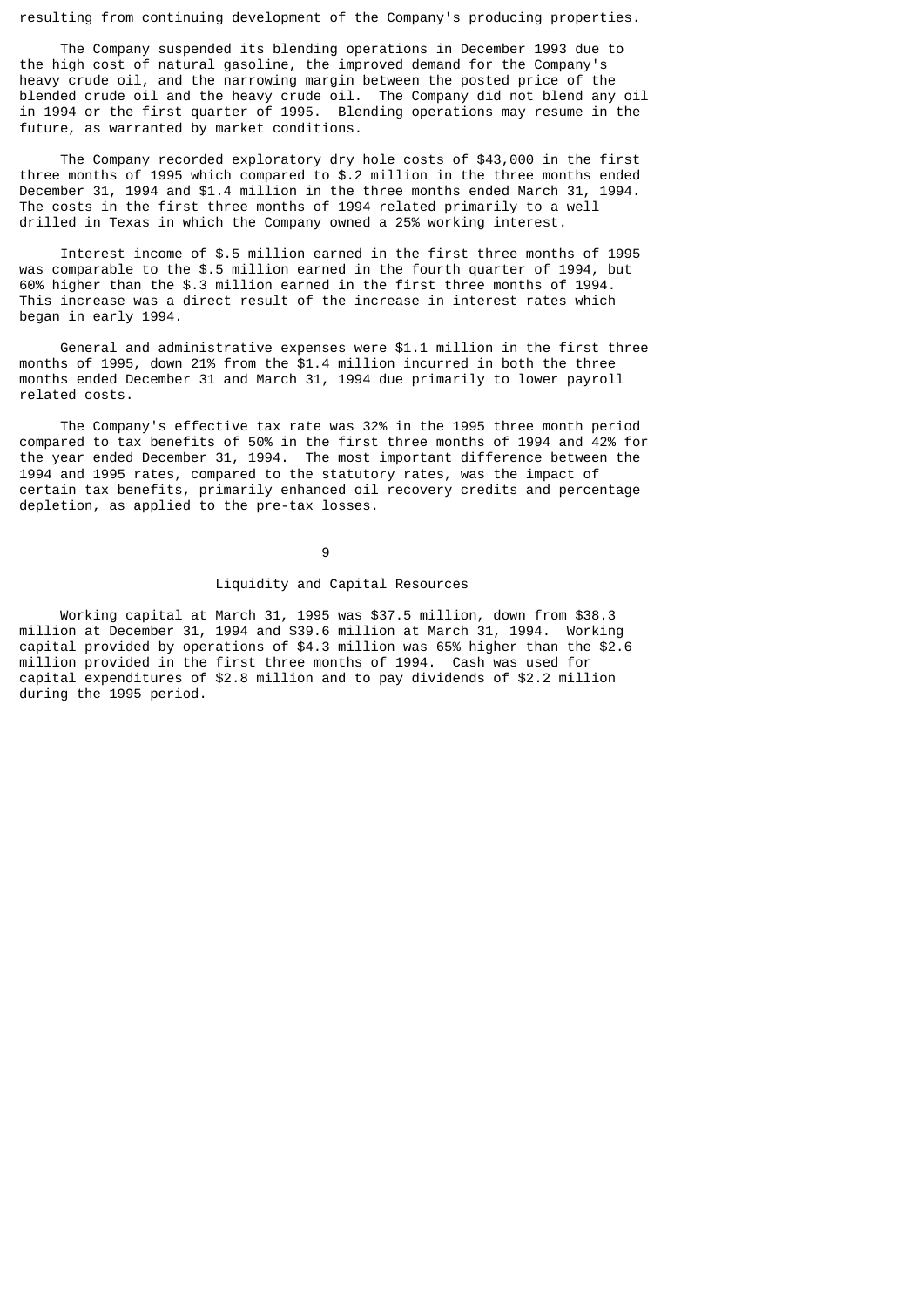resulting from continuing development of the Company's producing properties.

The Company suspended its blending operations in December 1993 due to the high cost of natural gasoline, the improved demand for the Company's heavy crude oil, and the narrowing margin between the posted price of the blended crude oil and the heavy crude oil. The Company did not blend any oil in 1994 or the first quarter of 1995. Blending operations may resume in the future, as warranted by market conditions.

The Company recorded exploratory dry hole costs of $43,000 in the first three months of 1995 which compared to $.2 million in the three months ended December 31, 1994 and $1.4 million in the three months ended March 31, 1994. The costs in the first three months of 1994 related primarily to a well drilled in Texas in which the Company owned a 25% working interest.

Interest income of $.5 million earned in the first three months of 1995 was comparable to the $.5 million earned in the fourth quarter of 1994, but 60% higher than the $.3 million earned in the first three months of 1994. This increase was a direct result of the increase in interest rates which began in early 1994.

General and administrative expenses were $1.1 million in the first three months of 1995, down 21% from the $1.4 million incurred in both the three months ended December 31 and March 31, 1994 due primarily to lower payroll related costs.

The Company's effective tax rate was 32% in the 1995 three month period compared to tax benefits of 50% in the first three months of 1994 and 42% for the year ended December 31, 1994. The most important difference between the 1994 and 1995 rates, compared to the statutory rates, was the impact of certain tax benefits, primarily enhanced oil recovery credits and percentage depletion, as applied to the pre-tax losses.

## Liquidity and Capital Resources

Working capital at March 31, 1995 was $37.5 million, down from $38.3 million at December 31, 1994 and $39.6 million at March 31, 1994. Working capital provided by operations of $4.3 million was 65% higher than the $2.6 million provided in the first three months of 1994. Cash was used for capital expenditures of $2.8 million and to pay dividends of $2.2 million during the 1995 period.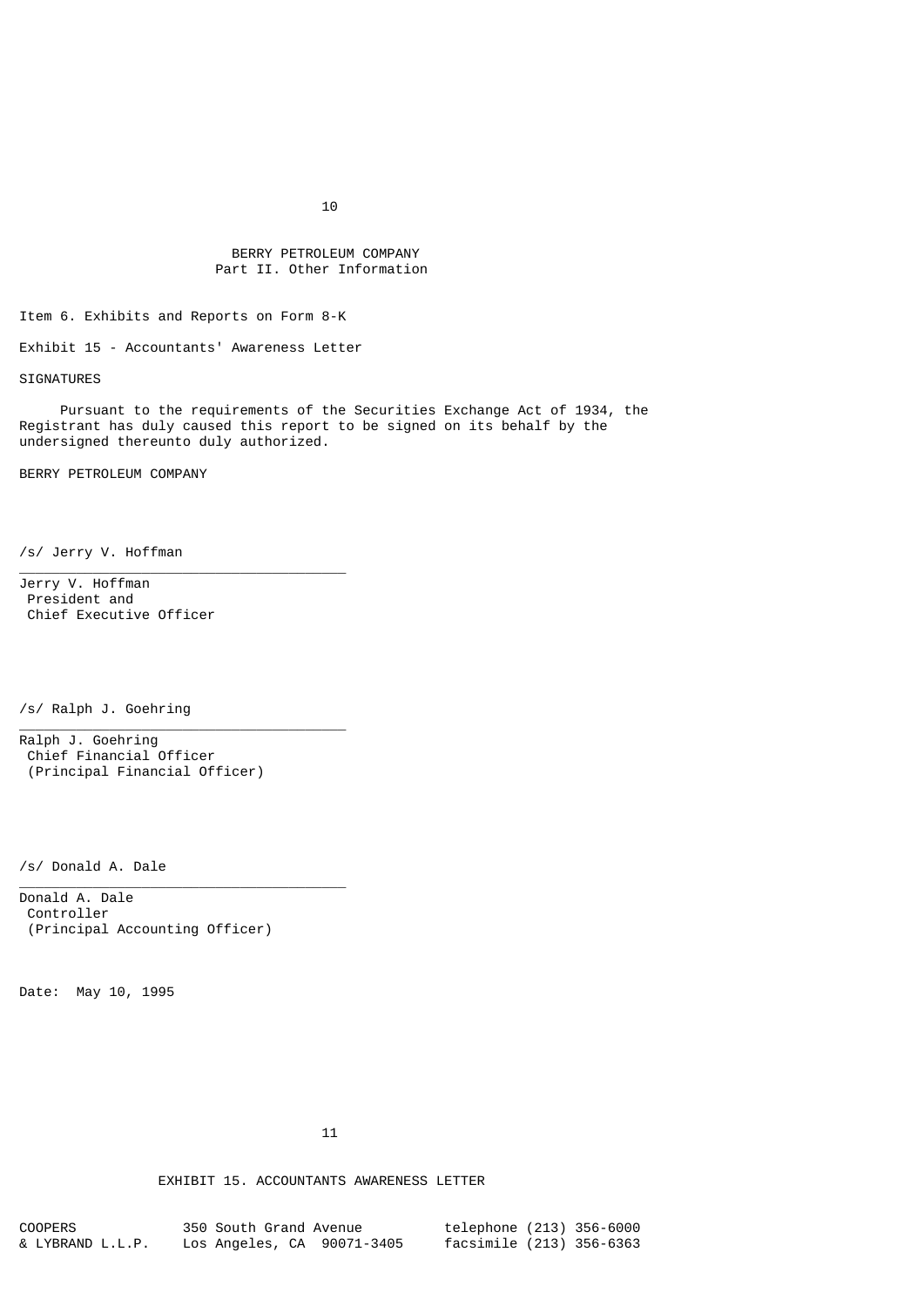BERRY PETROLEUM COMPANY
Part II. Other Information

Item 6. Exhibits and Reports on Form 8-K

Exhibit 15 - Accountants' Awareness Letter

SIGNATURES

Pursuant to the requirements of the Securities Exchange Act of 1934, the Registrant has duly caused this report to be signed on its behalf by the undersigned thereunto duly authorized.

BERRY PETROLEUM COMPANY

/s/ Jerry V. Hoffman

Jerry V. Hoffman
President and
Chief Executive Officer

/s/ Ralph J. Goehring

Ralph J. Goehring
Chief Financial Officer
(Principal Financial Officer)

/s/ Donald A. Dale

Donald A. Dale
Controller
(Principal Accounting Officer)

Date: May 10, 1995

EXHIBIT 15. ACCOUNTANTS AWARENESS LETTER

| COOPERS & LYBRAND L.L.P. | 350 South Grand Avenue Los Angeles, CA 90071-3405 | telephone (213) 356-6000 facsimile (213) 356-6363 |
|---|---|---|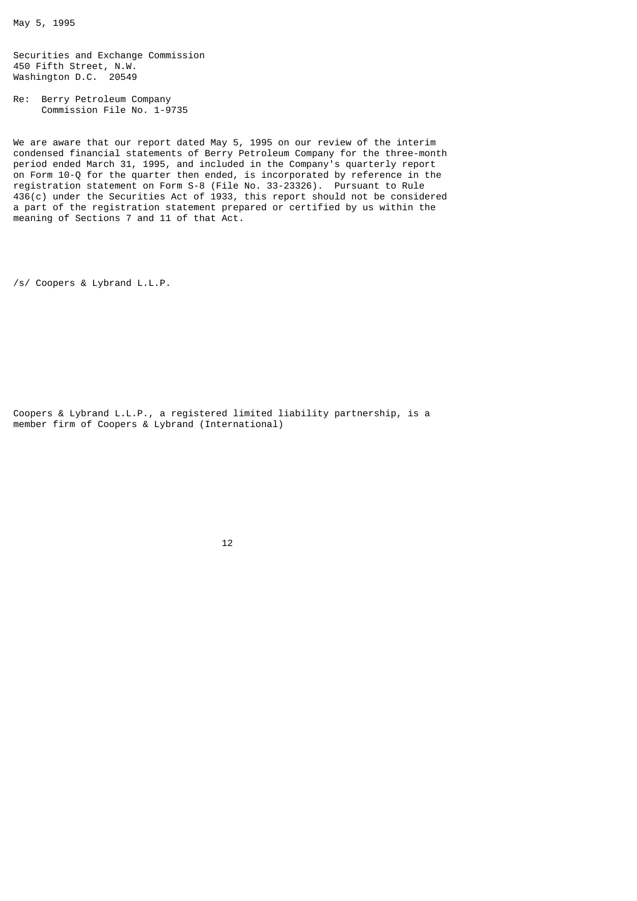May 5, 1995

Securities and Exchange Commission
450 Fifth Street, N.W.
Washington D.C. 20549

Re: Berry Petroleum Company
Commission File No. 1-9735

We are aware that our report dated May 5, 1995 on our review of the interim condensed financial statements of Berry Petroleum Company for the three-month period ended March 31, 1995, and included in the Company's quarterly report on Form 10-Q for the quarter then ended, is incorporated by reference in the registration statement on Form S-8 (File No. 33-23326). Pursuant to Rule 436(c) under the Securities Act of 1933, this report should not be considered a part of the registration statement prepared or certified by us within the meaning of Sections 7 and 11 of that Act.

/s/ Coopers & Lybrand L.L.P.

Coopers & Lybrand L.L.P., a registered limited liability partnership, is a member firm of Coopers & Lybrand (International)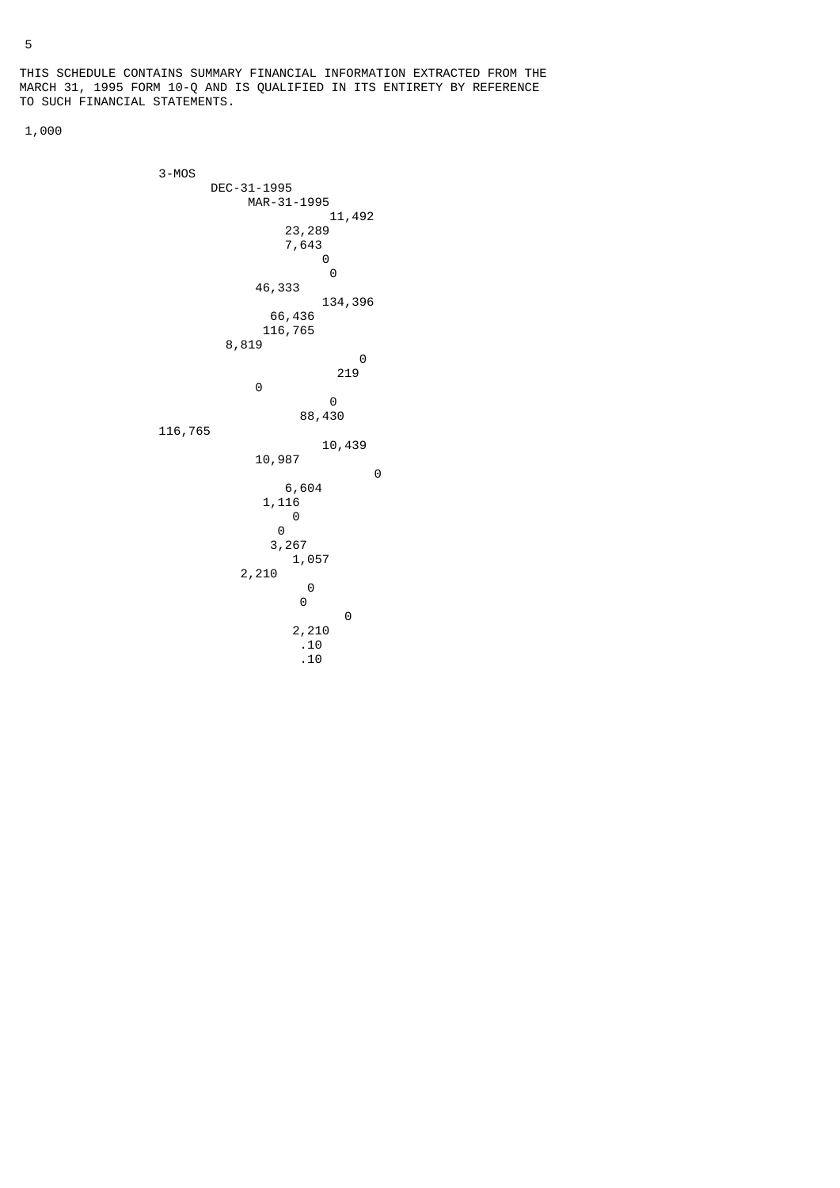THIS SCHEDULE CONTAINS SUMMARY FINANCIAL INFORMATION EXTRACTED FROM THE MARCH 31, 1995 FORM 10-Q AND IS QUALIFIED IN ITS ENTIRETY BY REFERENCE TO SUCH FINANCIAL STATEMENTS.

1,000

```
                  3-MOS
                         DEC-31-1995
                              MAR-31-1995
                                         11,492
                                    23,289
                                     7,643
                                          0
                                           0
                                46,333
                                         134,396
                               66,436
                              116,765
                         8,819
                                              0
                                            219
                                0
                                           0
                                      88,430
                  116,765
                                         10,439
                                10,987
                                                0
                                    6,604
                               1,116
                                   0
                                 0
                                 3,267
                                    1,057
                           2,210
                                      0
                                     0
                                            0
                                    2,210
                                     .10
                                     .10
```